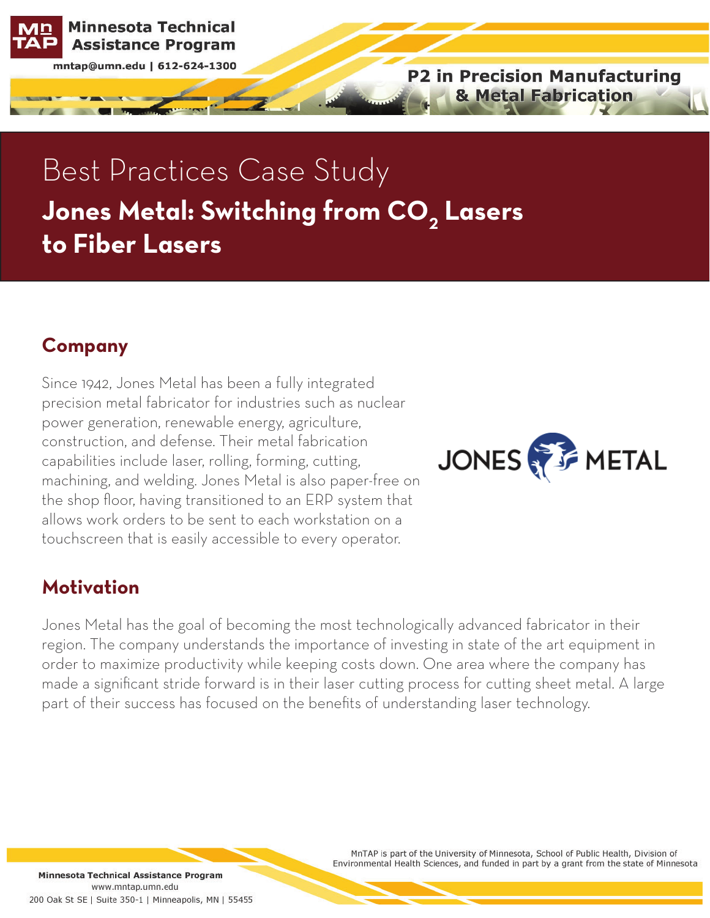Minnesota Technical Assistance Program

mntap@umn.edu | 612-624-1300

P2 in Precision Manufacturing & Metal Fabrication

# Best Practices Case Study

## Jones Metal: Switching from $CO_2$ Lasers to Fiber Lasers

## Company

Since 1942, Jones Metal has been a fully integrated precision metal fabricator for industries such as nuclear power generation, renewable energy, agriculture, construction, and defense. Their metal fabrication capabilities include laser, rolling, forming, cutting, machining, and welding. Jones Metal is also paper-free on the shop floor, having transitioned to an ERP system that allows work orders to be sent to each workstation on a touchscreen that is easily accessible to every operator.

## Motivation

Jones Metal has the goal of becoming the most technologically advanced fabricator in their region. The company understands the importance of investing in state of the art equipment in order to maximize productivity while keeping costs down. One area where the company has made a significant stride forward is in their laser cutting process for cutting sheet metal. A large part of their success has focused on the benefits of understanding laser technology.

MnTAP is part of the University of Minnesota, School of Public Health, Division of Environmental Health Sciences, and funded in part by a grant from the state of Minnesota

Minnesota Technical Assistance Program
www.mntap.umn.edu
200 Oak St SE | Suite 350-1 | Minneapolis, MN | 55455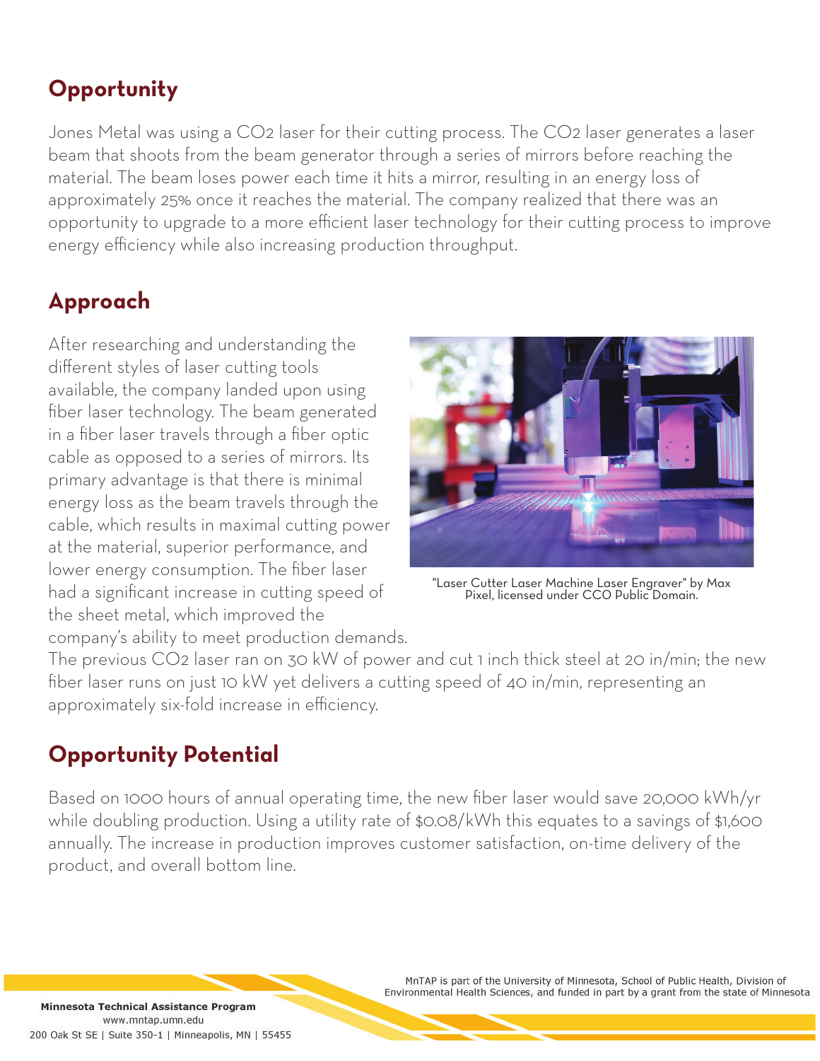## Opportunity

Jones Metal was using a $CO_2$ laser for their cutting process. The $CO_2$ laser generates a laser beam that shoots from the beam generator through a series of mirrors before reaching the material. The beam loses power each time it hits a mirror, resulting in an energy loss of approximately 25% once it reaches the material. The company realized that there was an opportunity to upgrade to a more efficient laser technology for their cutting process to improve energy efficiency while also increasing production throughput.

## Approach

After researching and understanding the different styles of laser cutting tools available, the company landed upon using fiber laser technology. The beam generated in a fiber laser travels through a fiber optic cable as opposed to a series of mirrors. Its primary advantage is that there is minimal energy loss as the beam travels through the cable, which results in maximal cutting power at the material, superior performance, and lower energy consumption. The fiber laser had a significant increase in cutting speed of the sheet metal, which improved the company's ability to meet production demands. The previous $CO_2$ laser ran on 30 kW of power and cut 1 inch thick steel at 20 in/min; the new fiber laser runs on just 10 kW yet delivers a cutting speed of 40 in/min, representing an approximately six-fold increase in efficiency.

"Laser Cutter Laser Machine Laser Engraver" by Max Pixel, licensed under CCO Public Domain.

## Opportunity Potential

Based on 1000 hours of annual operating time, the new fiber laser would save 20,000 kWh/yr while doubling production. Using a utility rate of $0.08/kWh this equates to a savings of $1,600 annually. The increase in production improves customer satisfaction, on-time delivery of the product, and overall bottom line.

MnTAP is part of the University of Minnesota, School of Public Health, Division of Environmental Health Sciences, and funded in part by a grant from the state of Minnesota

**Minnesota Technical Assistance Program**
www.mntap.umn.edu
200 Oak St SE | Suite 350-1 | Minneapolis, MN | 55455